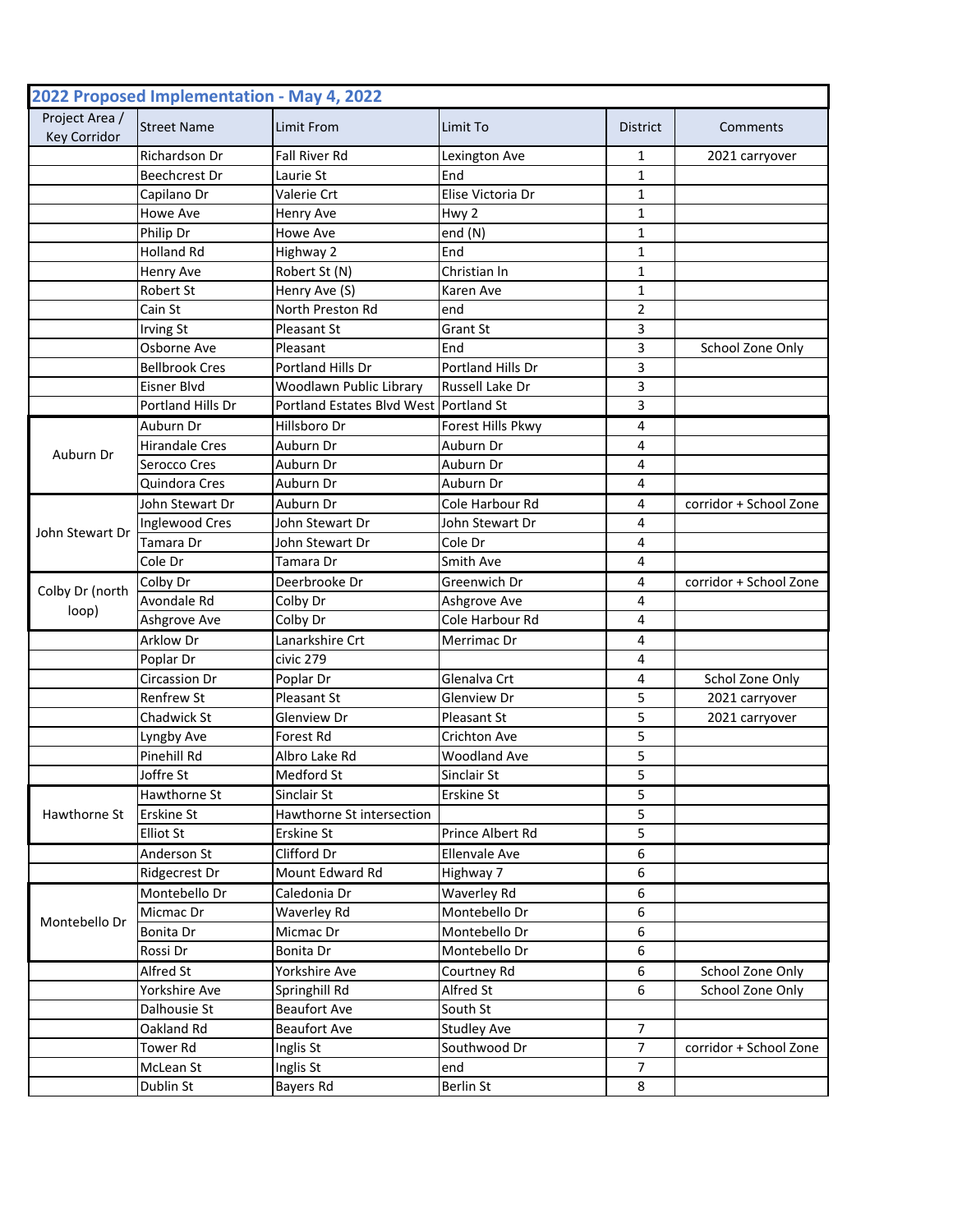## 2022 Proposed Implementation - May 4, 2022

| Project Area / Key Corridor | Street Name | Limit From | Limit To | District | Comments |
|---|---|---|---|---|---|
| | Richardson Dr | Fall River Rd | Lexington Ave | 1 | 2021 carryover |
| | Beechcrest Dr | Laurie St | End | 1 | |
| | Capilano Dr | Valerie Crt | Elise Victoria Dr | 1 | |
| | Howe Ave | Henry Ave | Hwy 2 | 1 | |
| | Philip Dr | Howe Ave | end (N) | 1 | |
| | Holland Rd | Highway 2 | End | 1 | |
| | Henry Ave | Robert St (N) | Christian ln | 1 | |
| | Robert St | Henry Ave (S) | Karen Ave | 1 | |
| | Cain St | North Preston Rd | end | 2 | |
| | Irving St | Pleasant St | Grant St | 3 | |
| | Osborne Ave | Pleasant | End | 3 | School Zone Only |
| | Bellbrook Cres | Portland Hills Dr | Portland Hills Dr | 3 | |
| | Eisner Blvd | Woodlawn Public Library | Russell Lake Dr | 3 | |
| | Portland Hills Dr | Portland Estates Blvd West | Portland St | 3 | |
| Auburn Dr | Auburn Dr | Hillsboro Dr | Forest Hills Pkwy | 4 | |
| | Hirandale Cres | Auburn Dr | Auburn Dr | 4 | |
| | Serocco Cres | Auburn Dr | Auburn Dr | 4 | |
| | Quindora Cres | Auburn Dr | Auburn Dr | 4 | |
| John Stewart Dr | John Stewart Dr | Auburn Dr | Cole Harbour Rd | 4 | corridor + School Zone |
| | Inglewood Cres | John Stewart Dr | John Stewart Dr | 4 | |
| | Tamara Dr | John Stewart Dr | Cole Dr | 4 | |
| | Cole Dr | Tamara Dr | Smith Ave | 4 | |
| Colby Dr (north loop) | Colby Dr | Deerbrooke Dr | Greenwich Dr | 4 | corridor + School Zone |
| | Avondale Rd | Colby Dr | Ashgrove Ave | 4 | |
| | Ashgrove Ave | Colby Dr | Cole Harbour Rd | 4 | |
| | Arklow Dr | Lanarkshire Crt | Merrimac Dr | 4 | |
| | Poplar Dr | civic 279 | | 4 | |
| | Circassion Dr | Poplar Dr | Glenalva Crt | 4 | Schol Zone Only |
| | Renfrew St | Pleasant St | Glenview Dr | 5 | 2021 carryover |
| | Chadwick St | Glenview Dr | Pleasant St | 5 | 2021 carryover |
| | Lyngby Ave | Forest Rd | Crichton Ave | 5 | |
| | Pinehill Rd | Albro Lake Rd | Woodland Ave | 5 | |
| | Joffre St | Medford St | Sinclair St | 5 | |
| Hawthorne St | Hawthorne St | Sinclair St | Erskine St | 5 | |
| | Erskine St | Hawthorne St intersection | | 5 | |
| | Elliot St | Erskine St | Prince Albert Rd | 5 | |
| | Anderson St | Clifford Dr | Ellenvale Ave | 6 | |
| | Ridgecrest Dr | Mount Edward Rd | Highway 7 | 6 | |
| Montebello Dr | Montebello Dr | Caledonia Dr | Waverley Rd | 6 | |
| | Micmac Dr | Waverley Rd | Montebello Dr | 6 | |
| | Bonita Dr | Micmac Dr | Montebello Dr | 6 | |
| | Rossi Dr | Bonita Dr | Montebello Dr | 6 | |
| | Alfred St | Yorkshire Ave | Courtney Rd | 6 | School Zone Only |
| | Yorkshire Ave | Springhill Rd | Alfred St | 6 | School Zone Only |
| | Dalhousie St | Beaufort Ave | South St | | |
| | Oakland Rd | Beaufort Ave | Studley Ave | 7 | |
| | Tower Rd | Inglis St | Southwood Dr | 7 | corridor + School Zone |
| | McLean St | Inglis St | end | 7 | |
| | Dublin St | Bayers Rd | Berlin St | 8 | |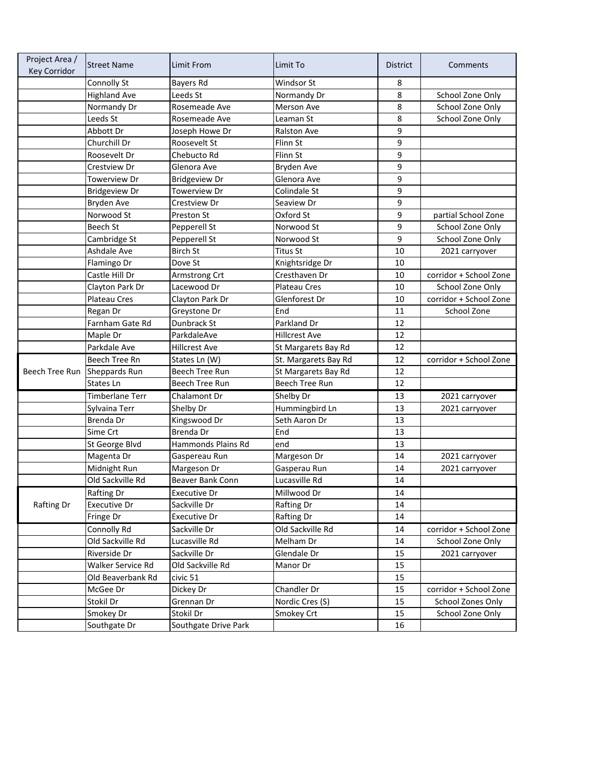| Project Area / Key Corridor | Street Name | Limit From | Limit To | District | Comments |
|---|---|---|---|---|---|
| | Connolly St | Bayers Rd | Windsor St | 8 | |
| | Highland Ave | Leeds St | Normandy Dr | 8 | School Zone Only |
| | Normandy Dr | Rosemeade Ave | Merson Ave | 8 | School Zone Only |
| | Leeds St | Rosemeade Ave | Leaman St | 8 | School Zone Only |
| | Abbott Dr | Joseph Howe Dr | Ralston Ave | 9 | |
| | Churchill Dr | Roosevelt St | Flinn St | 9 | |
| | Roosevelt Dr | Chebucto Rd | Flinn St | 9 | |
| | Crestview Dr | Glenora Ave | Bryden Ave | 9 | |
| | Towerview Dr | Bridgeview Dr | Glenora Ave | 9 | |
| | Bridgeview Dr | Towerview Dr | Colindale St | 9 | |
| | Bryden Ave | Crestview Dr | Seaview Dr | 9 | |
| | Norwood St | Preston St | Oxford St | 9 | partial School Zone |
| | Beech St | Pepperell St | Norwood St | 9 | School Zone Only |
| | Cambridge St | Pepperell St | Norwood St | 9 | School Zone Only |
| | Ashdale Ave | Birch St | Titus St | 10 | 2021 carryover |
| | Flamingo Dr | Dove St | Knightsridge Dr | 10 | |
| | Castle Hill Dr | Armstrong Crt | Cresthaven Dr | 10 | corridor + School Zone |
| | Clayton Park Dr | Lacewood Dr | Plateau Cres | 10 | School Zone Only |
| | Plateau Cres | Clayton Park Dr | Glenforest Dr | 10 | corridor + School Zone |
| | Regan Dr | Greystone Dr | End | 11 | School Zone |
| | Farnham Gate Rd | Dunbrack St | Parkland Dr | 12 | |
| | Maple Dr | ParkdaleAve | Hillcrest Ave | 12 | |
| | Parkdale Ave | Hillcrest Ave | St Margarets Bay Rd | 12 | |
| Beech Tree Run | Beech Tree Rn | States Ln (W) | St. Margarets Bay Rd | 12 | corridor + School Zone |
| | Sheppards Run | Beech Tree Run | St Margarets Bay Rd | 12 | |
| | States Ln | Beech Tree Run | Beech Tree Run | 12 | |
| | Timberlane Terr | Chalamont Dr | Shelby Dr | 13 | 2021 carryover |
| | Sylvaina Terr | Shelby Dr | Hummingbird Ln | 13 | 2021 carryover |
| | Brenda Dr | Kingswood Dr | Seth Aaron Dr | 13 | |
| | Sime Crt | Brenda Dr | End | 13 | |
| | St George Blvd | Hammonds Plains Rd | end | 13 | |
| | Magenta Dr | Gaspereau Run | Margeson Dr | 14 | 2021 carryover |
| | Midnight Run | Margeson Dr | Gasperau Run | 14 | 2021 carryover |
| | Old Sackville Rd | Beaver Bank Conn | Lucasville Rd | 14 | |
| Rafting Dr | Rafting Dr | Executive Dr | Millwood Dr | 14 | |
| | Executive Dr | Sackville Dr | Rafting Dr | 14 | |
| | Fringe Dr | Executive Dr | Rafting Dr | 14 | |
| | Connolly Rd | Sackville Dr | Old Sackville Rd | 14 | corridor + School Zone |
| | Old Sackville Rd | Lucasville Rd | Melham Dr | 14 | School Zone Only |
| | Riverside Dr | Sackville Dr | Glendale Dr | 15 | 2021 carryover |
| | Walker Service Rd | Old Sackville Rd | Manor Dr | 15 | |
| | Old Beaverbank Rd | civic 51 | | 15 | |
| | McGee Dr | Dickey Dr | Chandler Dr | 15 | corridor + School Zone |
| | Stokil Dr | Grennan Dr | Nordic Cres (S) | 15 | School Zones Only |
| | Smokey Dr | Stokil Dr | Smokey Crt | 15 | School Zone Only |
| | Southgate Dr | Southgate Drive Park | | 16 | |